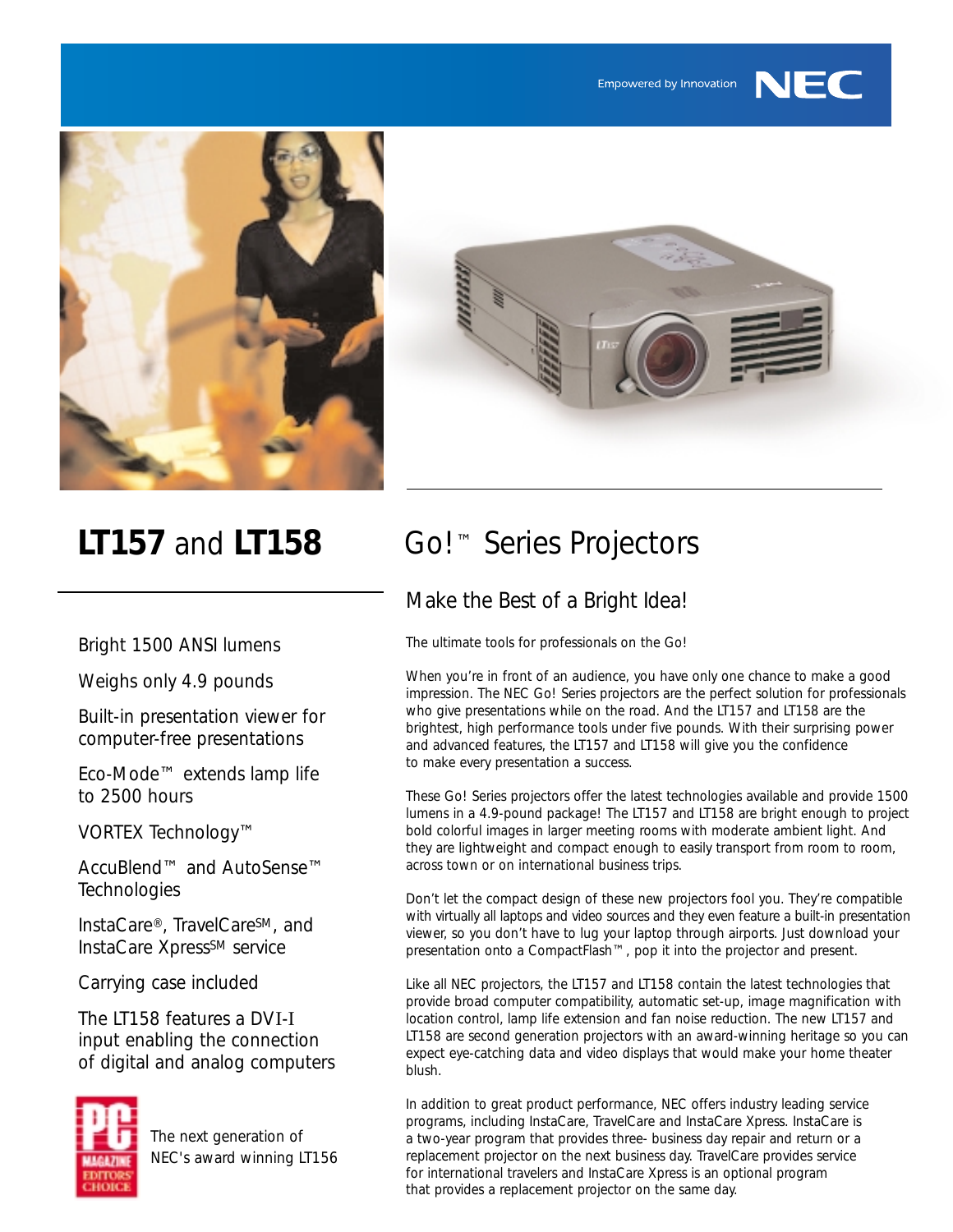Empowered by Innovation NEC

# LT157 and LT158

Bright 1500 ANSI lumens

Weighs only 4.9 pounds

Built-in presentation viewer for computer-free presentations

Eco-Mode™ extends lamp life to 2500 hours

VORTEX Technology™

AccuBlend™ and AutoSense™ Technologies

InstaCare®, TravelCare℠, and InstaCare Xpress℠ service

Carrying case included

The LT158 features a DVI-I input enabling the connection of digital and analog computers

The next generation of NEC's award winning LT156

# Go!™ Series Projectors

## Make the Best of a Bright Idea!

The ultimate tools for professionals on the Go!

When you're in front of an audience, you have only one chance to make a good impression. The NEC Go! Series projectors are the perfect solution for professionals who give presentations while on the road. And the LT157 and LT158 are the brightest, high performance tools under five pounds. With their surprising power and advanced features, the LT157 and LT158 will give you the confidence to make every presentation a success.

These Go! Series projectors offer the latest technologies available and provide 1500 lumens in a 4.9-pound package! The LT157 and LT158 are bright enough to project bold colorful images in larger meeting rooms with moderate ambient light. And they are lightweight and compact enough to easily transport from room to room, across town or on international business trips.

Don't let the compact design of these new projectors fool you. They're compatible with virtually all laptops and video sources and they even feature a built-in presentation viewer, so you don't have to lug your laptop through airports. Just download your presentation onto a CompactFlash™, pop it into the projector and present.

Like all NEC projectors, the LT157 and LT158 contain the latest technologies that provide broad computer compatibility, automatic set-up, image magnification with location control, lamp life extension and fan noise reduction. The new LT157 and LT158 are second generation projectors with an award-winning heritage so you can expect eye-catching data and video displays that would make your home theater blush.

In addition to great product performance, NEC offers industry leading service programs, including InstaCare, TravelCare and InstaCare Xpress. InstaCare is a two-year program that provides three- business day repair and return or a replacement projector on the next business day. TravelCare provides service for international travelers and InstaCare Xpress is an optional program that provides a replacement projector on the same day.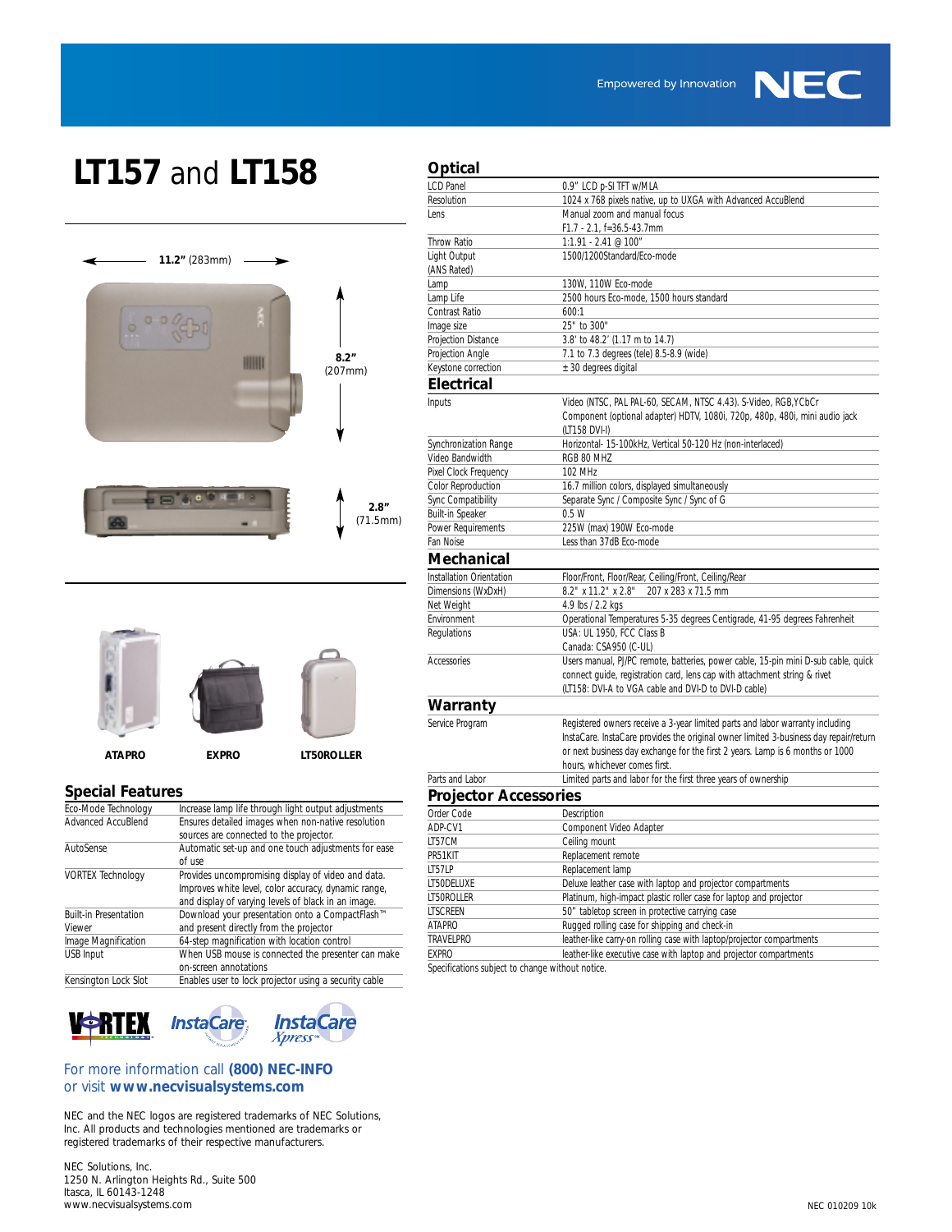# LT157 and LT158

11.2" (283mm)

8.2" (207mm)

2.8" (71.5mm)

ATAPRO

EXPRO

LT50ROLLER

## Special Features

| | |
|---|---|
| Eco-Mode Technology | Increase lamp life through light output adjustments |
| Advanced AccuBlend | Ensures detailed images when non-native resolution sources are connected to the projector. |
| AutoSense | Automatic set-up and one touch adjustments for ease of use |
| VORTEX Technology | Provides uncompromising display of video and data. Improves white level, color accuracy, dynamic range, and display of varying levels of black in an image. |
| Built-in Presentation Viewer | Download your presentation onto a CompactFlash™ and present directly from the projector |
| Image Magnification | 64-step magnification with location control |
| USB Input | When USB mouse is connected the presenter can make on-screen annotations |
| Kensington Lock Slot | Enables user to lock projector using a security cable |

For more information call **(800) NEC-INFO**
or visit **www.necvisualsystems.com**

NEC and the NEC logos are registered trademarks of NEC Solutions, Inc. All products and technologies mentioned are trademarks or registered trademarks of their respective manufacturers.

NEC Solutions, Inc.
1250 N. Arlington Heights Rd., Suite 500
Itasca, IL 60143-1248
www.necvisualsystems.com

## Optical

| | |
|---|---|
| LCD Panel | 0.9" LCD p-SI TFT w/MLA |
| Resolution | 1024 x 768 pixels native, up to UXGA with Advanced AccuBlend |
| Lens | Manual zoom and manual focus<br>F1.7 - 2.1, f=36.5-43.7mm |
| Throw Ratio | 1:1.91 - 2.41 @ 100" |
| Light Output (ANS Rated) | 1500/1200Standard/Eco-mode |
| Lamp | 130W, 110W Eco-mode |
| Lamp Life | 2500 hours Eco-mode, 1500 hours standard |
| Contrast Ratio | 600:1 |
| Image size | 25" to 300" |
| Projection Distance | 3.8' to 48.2' (1.17 m to 14.7) |
| Projection Angle | 7.1 to 7.3 degrees (tele) 8.5-8.9 (wide) |
| Keystone correction | ± 30 degrees digital |

## Electrical

| | |
|---|---|
| Inputs | Video (NTSC, PAL PAL-60, SECAM, NTSC 4.43). S-Video, RGB,YCbCr Component (optional adapter) HDTV, 1080i, 720p, 480p, 480i, mini audio jack (LT158 DVI-I) |
| Synchronization Range | Horizontal- 15-100kHz, Vertical 50-120 Hz (non-interlaced) |
| Video Bandwidth | RGB 80 MHZ |
| Pixel Clock Frequency | 102 MHz |
| Color Reproduction | 16.7 million colors, displayed simultaneously |
| Sync Compatibility | Separate Sync / Composite Sync / Sync of G |
| Built-in Speaker | 0.5 W |
| Power Requirements | 225W (max) 190W Eco-mode |
| Fan Noise | Less than 37dB Eco-mode |

## Mechanical

| | |
|---|---|
| Installation Orientation | Floor/Front, Floor/Rear, Ceiling/Front, Ceiling/Rear |
| Dimensions (WxDxH) | 8.2" x 11.2" x 2.8" 207 x 283 x 71.5 mm |
| Net Weight | 4.9 lbs / 2.2 kgs |
| Environment | Operational Temperatures 5-35 degrees Centigrade, 41-95 degrees Fahrenheit |
| Regulations | USA: UL 1950, FCC Class B<br>Canada: CSA950 (C-UL) |
| Accessories | Users manual, PJ/PC remote, batteries, power cable, 15-pin mini D-sub cable, quick connect guide, registration card, lens cap with attachment string & rivet (LT158: DVI-A to VGA cable and DVI-D to DVI-D cable) |

## Warranty

| | |
|---|---|
| Service Program | Registered owners receive a 3-year limited parts and labor warranty including InstaCare. InstaCare provides the original owner limited 3-business day repair/return or next business day exchange for the first 2 years. Lamp is 6 months or 1000 hours, whichever comes first. |
| Parts and Labor | Limited parts and labor for the first three years of ownership |

## Projector Accessories

| Order Code | Description |
|---|---|
| ADP-CV1 | Component Video Adapter |
| LT57CM | Ceiling mount |
| PR51KIT | Replacement remote |
| LT57LP | Replacement lamp |
| LT50DELUXE | Deluxe leather case with laptop and projector compartments |
| LT50ROLLER | Platinum, high-impact plastic roller case for laptop and projector |
| LTSCREEN | 50" tabletop screen in protective carrying case |
| ATAPRO | Rugged rolling case for shipping and check-in |
| TRAVELPRO | leather-like carry-on rolling case with laptop/projector compartments |
| EXPRO | leather-like executive case with laptop and projector compartments |

Specifications subject to change without notice.

NEC 010209 10k